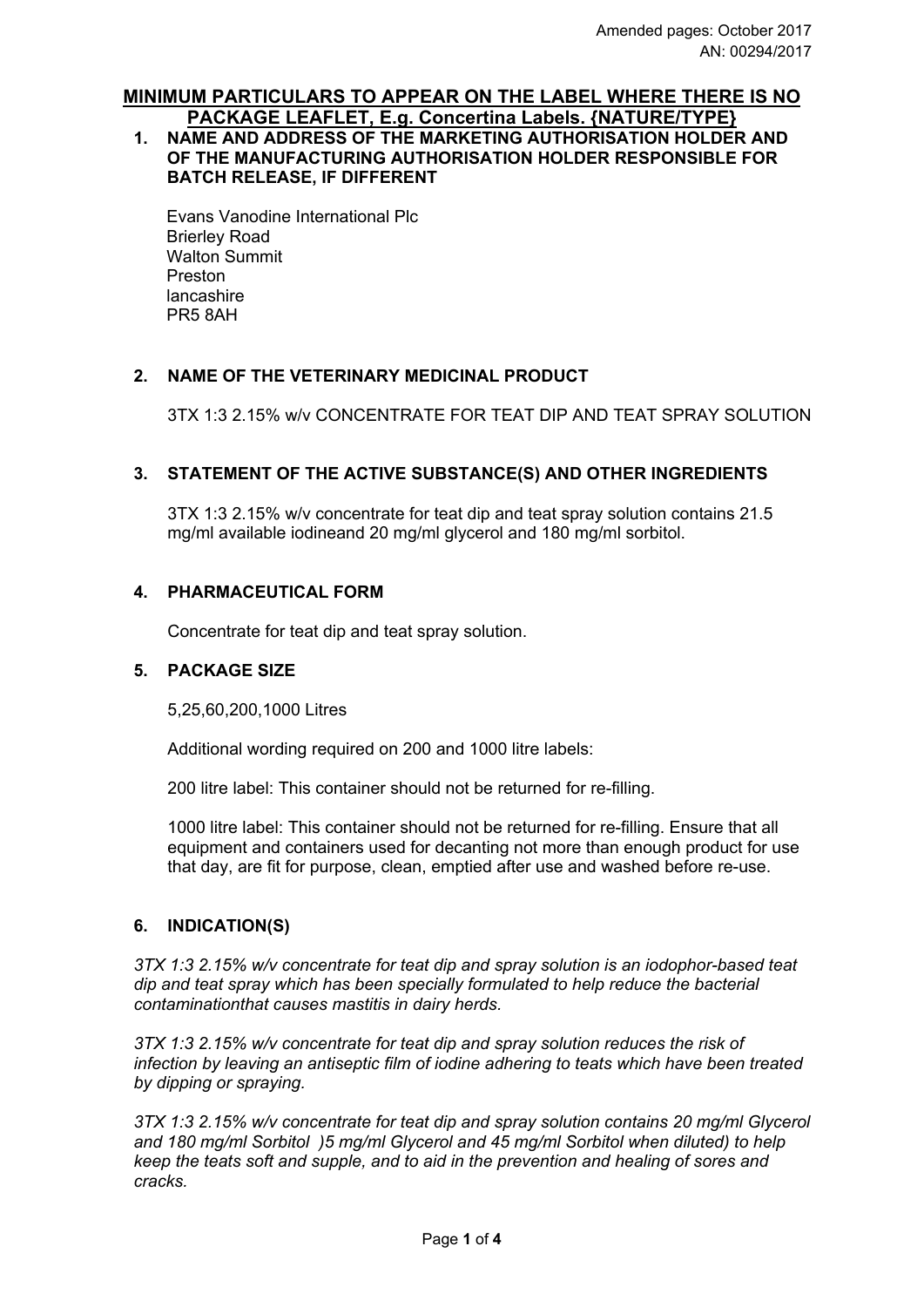Amended pages: October 2017
AN: 00294/2017

**MINIMUM PARTICULARS TO APPEAR ON THE LABEL WHERE THERE IS NO PACKAGE LEAFLET, E.g. Concertina Labels. {NATURE/TYPE}**

## 1. NAME AND ADDRESS OF THE MARKETING AUTHORISATION HOLDER AND OF THE MANUFACTURING AUTHORISATION HOLDER RESPONSIBLE FOR BATCH RELEASE, IF DIFFERENT

Evans Vanodine International Plc
Brierley Road
Walton Summit
Preston
lancashire
PR5 8AH

## 2. NAME OF THE VETERINARY MEDICINAL PRODUCT

3TX 1:3 2.15% w/v CONCENTRATE FOR TEAT DIP AND TEAT SPRAY SOLUTION

## 3. STATEMENT OF THE ACTIVE SUBSTANCE(S) AND OTHER INGREDIENTS

3TX 1:3 2.15% w/v concentrate for teat dip and teat spray solution contains 21.5 mg/ml available iodineand 20 mg/ml glycerol and 180 mg/ml sorbitol.

## 4. PHARMACEUTICAL FORM

Concentrate for teat dip and teat spray solution.

## 5. PACKAGE SIZE

5,25,60,200,1000 Litres

Additional wording required on 200 and 1000 litre labels:

200 litre label: This container should not be returned for re-filling.

1000 litre label: This container should not be returned for re-filling. Ensure that all equipment and containers used for decanting not more than enough product for use that day, are fit for purpose, clean, emptied after use and washed before re-use.

## 6. INDICATION(S)

*3TX 1:3 2.15% w/v concentrate for teat dip and spray solution is an iodophor-based teat dip and teat spray which has been specially formulated to help reduce the bacterial contaminationthat causes mastitis in dairy herds.*

*3TX 1:3 2.15% w/v concentrate for teat dip and spray solution reduces the risk of infection by leaving an antiseptic film of iodine adhering to teats which have been treated by dipping or spraying.*

*3TX 1:3 2.15% w/v concentrate for teat dip and spray solution contains 20 mg/ml Glycerol and 180 mg/ml Sorbitol )5 mg/ml Glycerol and 45 mg/ml Sorbitol when diluted) to help keep the teats soft and supple, and to aid in the prevention and healing of sores and cracks.*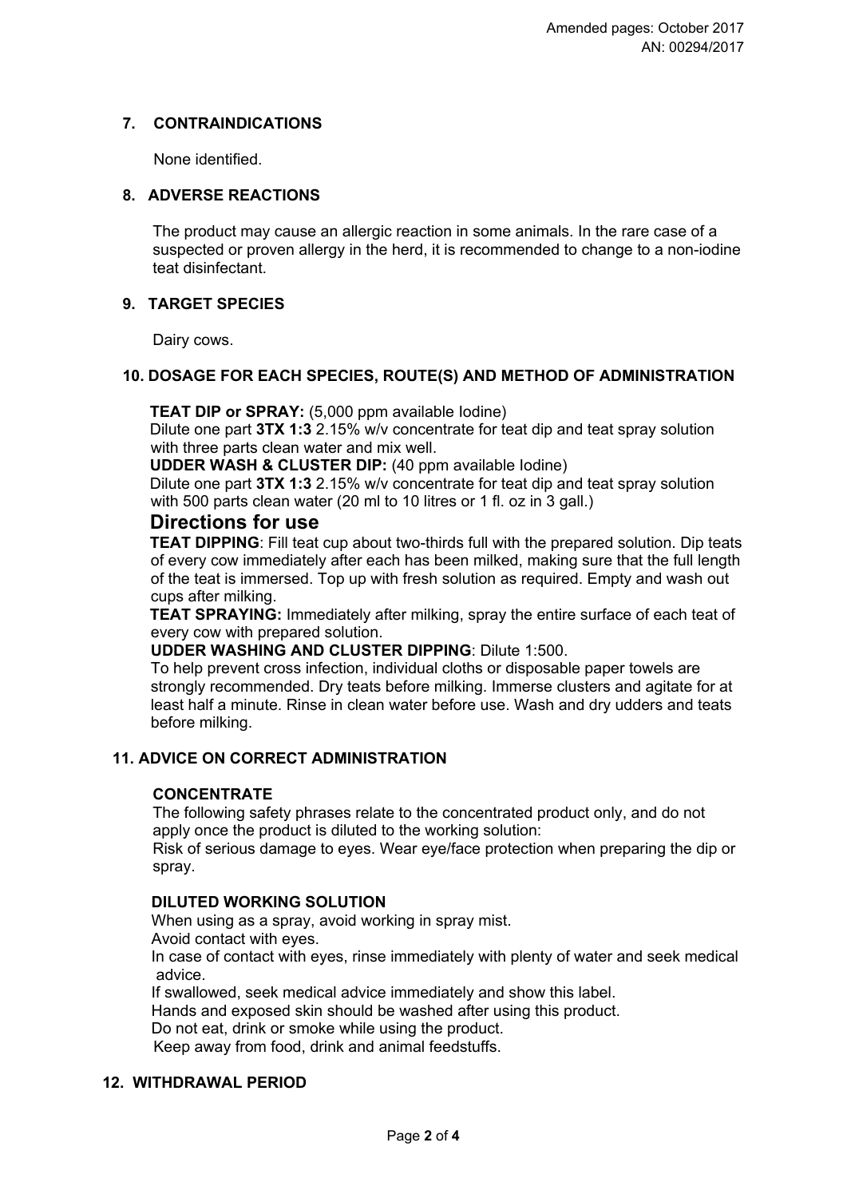## 7. CONTRAINDICATIONS

None identified.

## 8. ADVERSE REACTIONS

The product may cause an allergic reaction in some animals. In the rare case of a suspected or proven allergy in the herd, it is recommended to change to a non-iodine teat disinfectant.

## 9. TARGET SPECIES

Dairy cows.

## 10. DOSAGE FOR EACH SPECIES, ROUTE(S) AND METHOD OF ADMINISTRATION

**TEAT DIP or SPRAY:** (5,000 ppm available Iodine)
Dilute one part **3TX 1:3** 2.15% w/v concentrate for teat dip and teat spray solution with three parts clean water and mix well.
**UDDER WASH & CLUSTER DIP:** (40 ppm available Iodine)
Dilute one part **3TX 1:3** 2.15% w/v concentrate for teat dip and teat spray solution with 500 parts clean water (20 ml to 10 litres or 1 fl. oz in 3 gall.)

### Directions for use

**TEAT DIPPING**: Fill teat cup about two-thirds full with the prepared solution. Dip teats of every cow immediately after each has been milked, making sure that the full length of the teat is immersed. Top up with fresh solution as required. Empty and wash out cups after milking.
**TEAT SPRAYING:** Immediately after milking, spray the entire surface of each teat of every cow with prepared solution.
**UDDER WASHING AND CLUSTER DIPPING**: Dilute 1:500.
To help prevent cross infection, individual cloths or disposable paper towels are strongly recommended. Dry teats before milking. Immerse clusters and agitate for at least half a minute. Rinse in clean water before use. Wash and dry udders and teats before milking.

## 11. ADVICE ON CORRECT ADMINISTRATION

**CONCENTRATE**
The following safety phrases relate to the concentrated product only, and do not apply once the product is diluted to the working solution:
Risk of serious damage to eyes. Wear eye/face protection when preparing the dip or spray.

**DILUTED WORKING SOLUTION**
When using as a spray, avoid working in spray mist.
Avoid contact with eyes.
In case of contact with eyes, rinse immediately with plenty of water and seek medical advice.
If swallowed, seek medical advice immediately and show this label.
Hands and exposed skin should be washed after using this product.
Do not eat, drink or smoke while using the product.
Keep away from food, drink and animal feedstuffs.

## 12. WITHDRAWAL PERIOD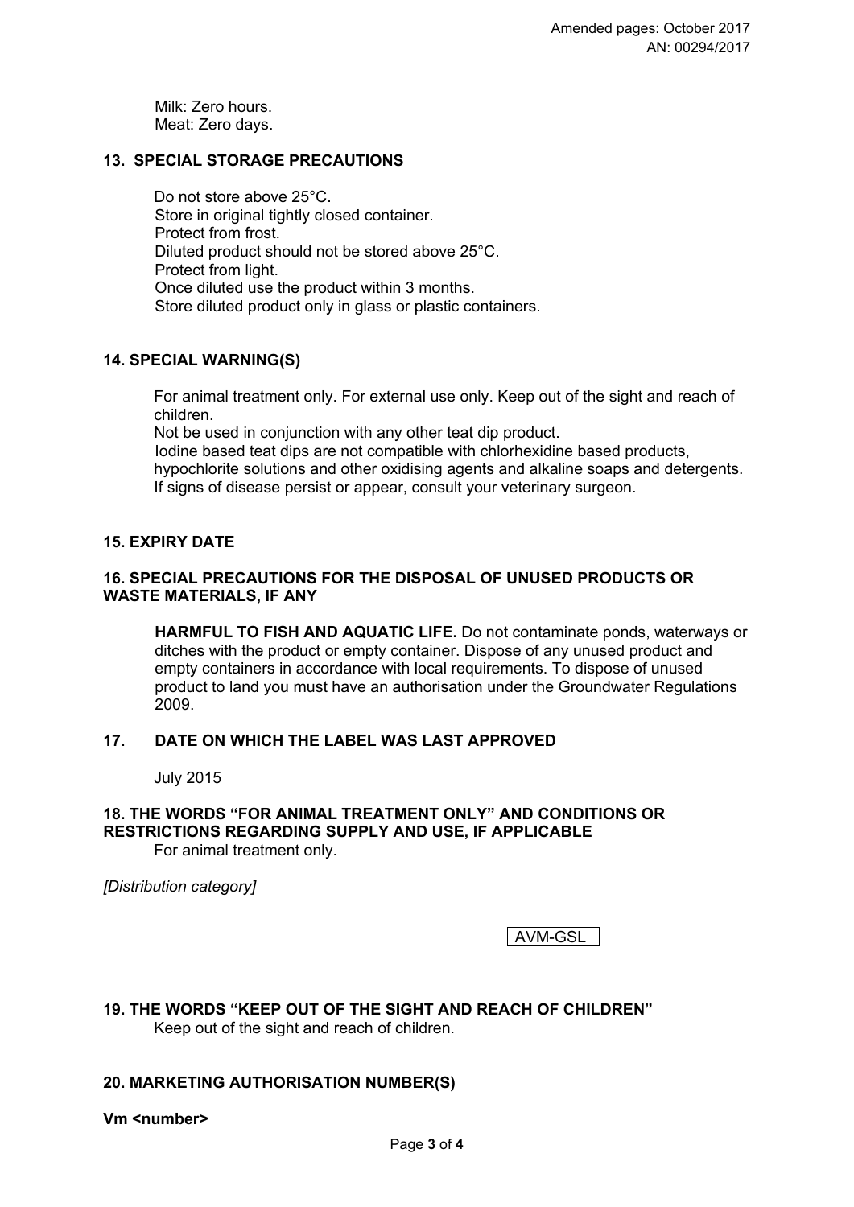Milk: Zero hours.
Meat: Zero days.

## 13. SPECIAL STORAGE PRECAUTIONS

Do not store above 25°C.
Store in original tightly closed container.
Protect from frost.
Diluted product should not be stored above 25°C.
Protect from light.
Once diluted use the product within 3 months.
Store diluted product only in glass or plastic containers.

## 14. SPECIAL WARNING(S)

For animal treatment only. For external use only. Keep out of the sight and reach of children.
Not be used in conjunction with any other teat dip product.
Iodine based teat dips are not compatible with chlorhexidine based products, hypochlorite solutions and other oxidising agents and alkaline soaps and detergents.
If signs of disease persist or appear, consult your veterinary surgeon.

## 15. EXPIRY DATE

## 16. SPECIAL PRECAUTIONS FOR THE DISPOSAL OF UNUSED PRODUCTS OR WASTE MATERIALS, IF ANY

**HARMFUL TO FISH AND AQUATIC LIFE.** Do not contaminate ponds, waterways or ditches with the product or empty container. Dispose of any unused product and empty containers in accordance with local requirements. To dispose of unused product to land you must have an authorisation under the Groundwater Regulations 2009.

## 17. DATE ON WHICH THE LABEL WAS LAST APPROVED

July 2015

## 18. THE WORDS "FOR ANIMAL TREATMENT ONLY" AND CONDITIONS OR RESTRICTIONS REGARDING SUPPLY AND USE, IF APPLICABLE

For animal treatment only.

*[Distribution category]*

AVM-GSL

## 19. THE WORDS "KEEP OUT OF THE SIGHT AND REACH OF CHILDREN"

Keep out of the sight and reach of children.

## 20. MARKETING AUTHORISATION NUMBER(S)

**Vm <number>**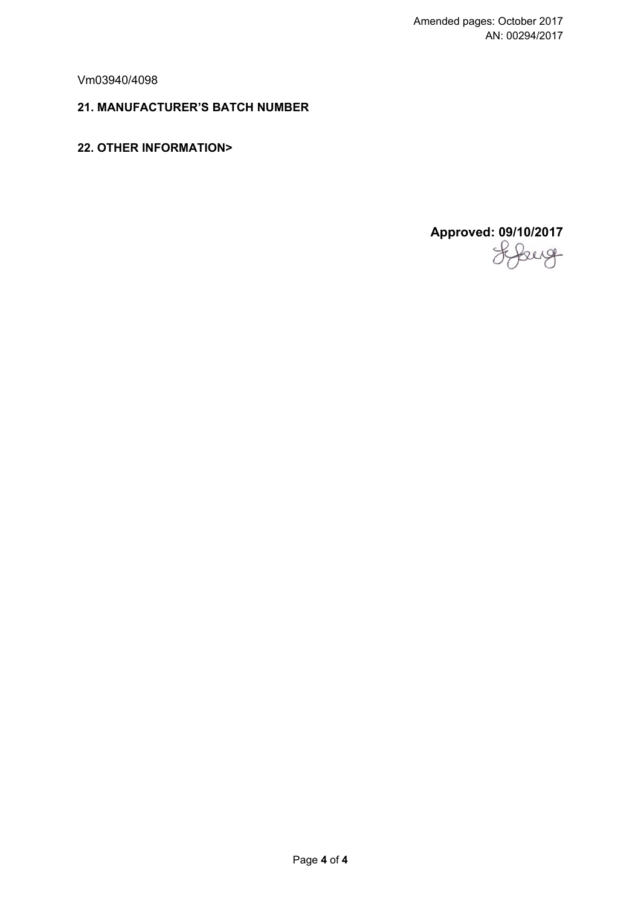Amended pages: October 2017
AN: 00294/2017

Vm03940/4098

**21. MANUFACTURER'S BATCH NUMBER**

**22. OTHER INFORMATION>**

**Approved: 09/10/2017**